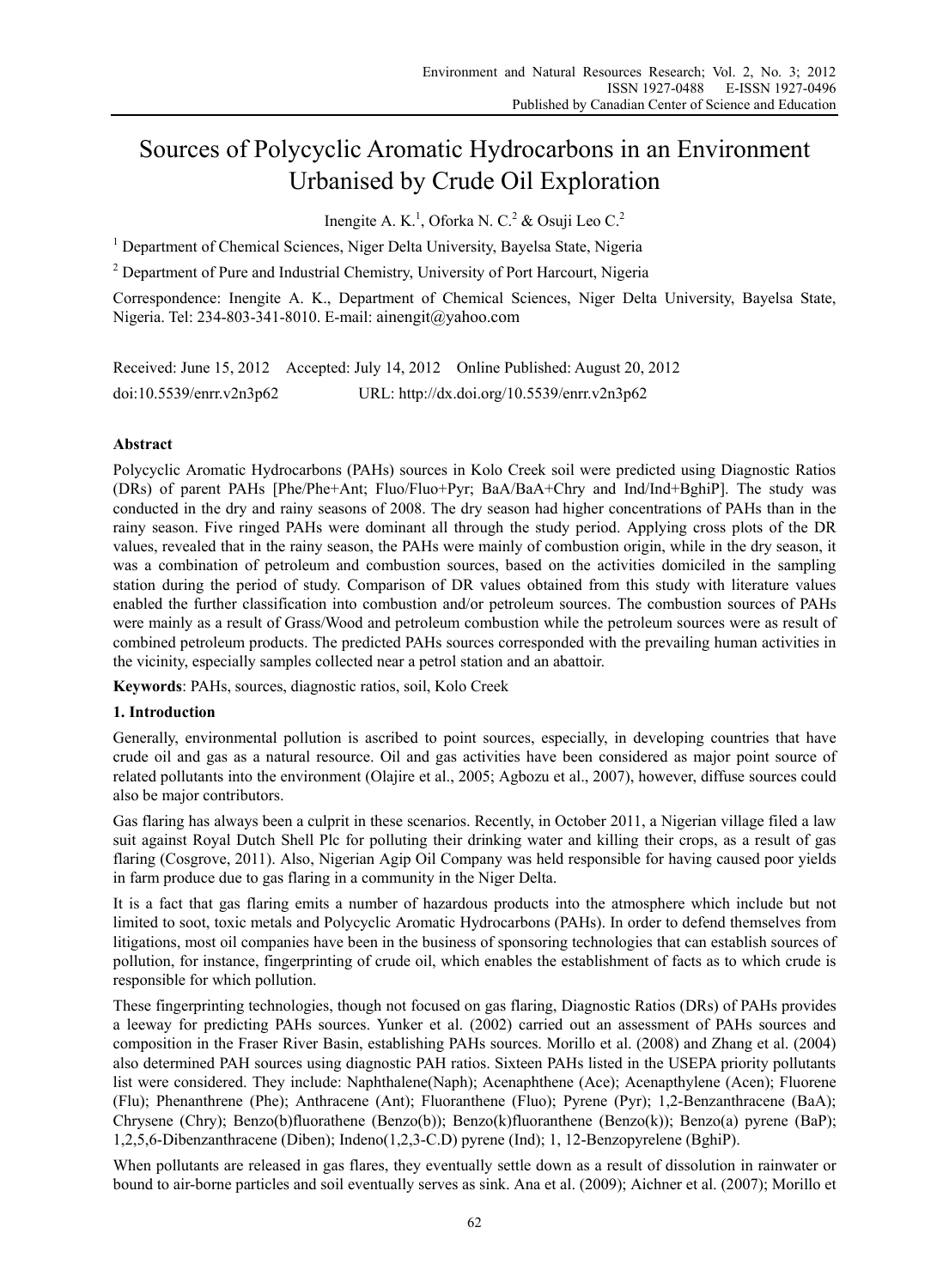# Sources of Polycyclic Aromatic Hydrocarbons in an Environment Urbanised by Crude Oil Exploration

Inengite A. K.[1], Oforka N. C.[2] & Osuji Leo C.[2]

[1] Department of Chemical Sciences, Niger Delta University, Bayelsa State, Nigeria

[2] Department of Pure and Industrial Chemistry, University of Port Harcourt, Nigeria

Correspondence: Inengite A. K., Department of Chemical Sciences, Niger Delta University, Bayelsa State, Nigeria. Tel: 234-803-341-8010. E-mail: ainengit@yahoo.com

Received: June 15, 2012 Accepted: July 14, 2012 Online Published: August 20, 2012

doi:10.5539/enrr.v2n3p62 URL: http://dx.doi.org/10.5539/enrr.v2n3p62

## Abstract

Polycyclic Aromatic Hydrocarbons (PAHs) sources in Kolo Creek soil were predicted using Diagnostic Ratios (DRs) of parent PAHs [Phe/Phe+Ant; Fluo/Fluo+Pyr; BaA/BaA+Chry and Ind/Ind+BghiP]. The study was conducted in the dry and rainy seasons of 2008. The dry season had higher concentrations of PAHs than in the rainy season. Five ringed PAHs were dominant all through the study period. Applying cross plots of the DR values, revealed that in the rainy season, the PAHs were mainly of combustion origin, while in the dry season, it was a combination of petroleum and combustion sources, based on the activities domiciled in the sampling station during the period of study. Comparison of DR values obtained from this study with literature values enabled the further classification into combustion and/or petroleum sources. The combustion sources of PAHs were mainly as a result of Grass/Wood and petroleum combustion while the petroleum sources were as result of combined petroleum products. The predicted PAHs sources corresponded with the prevailing human activities in the vicinity, especially samples collected near a petrol station and an abattoir.

**Keywords**: PAHs, sources, diagnostic ratios, soil, Kolo Creek

## 1. Introduction

Generally, environmental pollution is ascribed to point sources, especially, in developing countries that have crude oil and gas as a natural resource. Oil and gas activities have been considered as major point source of related pollutants into the environment (Olajire et al., 2005; Agbozu et al., 2007), however, diffuse sources could also be major contributors.

Gas flaring has always been a culprit in these scenarios. Recently, in October 2011, a Nigerian village filed a law suit against Royal Dutch Shell Plc for polluting their drinking water and killing their crops, as a result of gas flaring (Cosgrove, 2011). Also, Nigerian Agip Oil Company was held responsible for having caused poor yields in farm produce due to gas flaring in a community in the Niger Delta.

It is a fact that gas flaring emits a number of hazardous products into the atmosphere which include but not limited to soot, toxic metals and Polycyclic Aromatic Hydrocarbons (PAHs). In order to defend themselves from litigations, most oil companies have been in the business of sponsoring technologies that can establish sources of pollution, for instance, fingerprinting of crude oil, which enables the establishment of facts as to which crude is responsible for which pollution.

These fingerprinting technologies, though not focused on gas flaring, Diagnostic Ratios (DRs) of PAHs provides a leeway for predicting PAHs sources. Yunker et al. (2002) carried out an assessment of PAHs sources and composition in the Fraser River Basin, establishing PAHs sources. Morillo et al. (2008) and Zhang et al. (2004) also determined PAH sources using diagnostic PAH ratios. Sixteen PAHs listed in the USEPA priority pollutants list were considered. They include: Naphthalene(Naph); Acenaphthene (Ace); Acenapthylene (Acen); Fluorene (Flu); Phenanthrene (Phe); Anthracene (Ant); Fluoranthene (Fluo); Pyrene (Pyr); 1,2-Benzanthracene (BaA); Chrysene (Chry); Benzo(b)fluorathene (Benzo(b)); Benzo(k)fluoranthene (Benzo(k)); Benzo(a) pyrene (BaP); 1,2,5,6-Dibenzanthracene (Diben); Indeno(1,2,3-C.D) pyrene (Ind); 1, 12-Benzopyrelene (BghiP).

When pollutants are released in gas flares, they eventually settle down as a result of dissolution in rainwater or bound to air-borne particles and soil eventually serves as sink. Ana et al. (2009); Aichner et al. (2007); Morillo et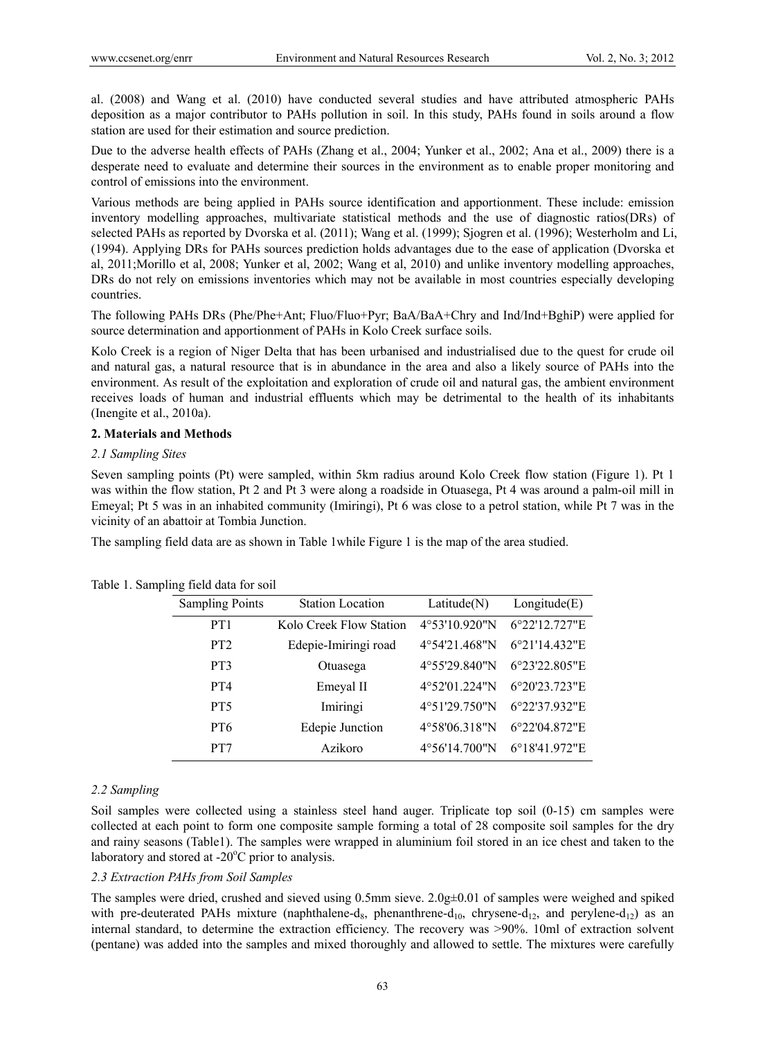al. (2008) and Wang et al. (2010) have conducted several studies and have attributed atmospheric PAHs deposition as a major contributor to PAHs pollution in soil. In this study, PAHs found in soils around a flow station are used for their estimation and source prediction.

Due to the adverse health effects of PAHs (Zhang et al., 2004; Yunker et al., 2002; Ana et al., 2009) there is a desperate need to evaluate and determine their sources in the environment as to enable proper monitoring and control of emissions into the environment.

Various methods are being applied in PAHs source identification and apportionment. These include: emission inventory modelling approaches, multivariate statistical methods and the use of diagnostic ratios(DRs) of selected PAHs as reported by Dvorska et al. (2011); Wang et al. (1999); Sjogren et al. (1996); Westerholm and Li, (1994). Applying DRs for PAHs sources prediction holds advantages due to the ease of application (Dvorska et al, 2011;Morillo et al, 2008; Yunker et al, 2002; Wang et al, 2010) and unlike inventory modelling approaches, DRs do not rely on emissions inventories which may not be available in most countries especially developing countries.

The following PAHs DRs (Phe/Phe+Ant; Fluo/Fluo+Pyr; BaA/BaA+Chry and Ind/Ind+BghiP) were applied for source determination and apportionment of PAHs in Kolo Creek surface soils.

Kolo Creek is a region of Niger Delta that has been urbanised and industrialised due to the quest for crude oil and natural gas, a natural resource that is in abundance in the area and also a likely source of PAHs into the environment. As result of the exploitation and exploration of crude oil and natural gas, the ambient environment receives loads of human and industrial effluents which may be detrimental to the health of its inhabitants (Inengite et al., 2010a).

## 2. Materials and Methods

### *2.1 Sampling Sites*

Seven sampling points (Pt) were sampled, within 5km radius around Kolo Creek flow station (Figure 1). Pt 1 was within the flow station, Pt 2 and Pt 3 were along a roadside in Otuasega, Pt 4 was around a palm-oil mill in Emeyal; Pt 5 was in an inhabited community (Imiringi), Pt 6 was close to a petrol station, while Pt 7 was in the vicinity of an abattoir at Tombia Junction.

The sampling field data are as shown in Table 1while Figure 1 is the map of the area studied.

Table 1. Sampling field data for soil

| Sampling Points | Station Location | Latitude(N) | Longitude(E) |
|---|---|---|---|
| PT1 | Kolo Creek Flow Station | 4°53'10.920"N | 6°22'12.727"E |
| PT2 | Edepie-Imiringi road | 4°54'21.468"N | 6°21'14.432"E |
| PT3 | Otuasega | 4°55'29.840"N | 6°23'22.805"E |
| PT4 | Emeyal II | 4°52'01.224"N | 6°20'23.723"E |
| PT5 | Imiringi | 4°51'29.750"N | 6°22'37.932"E |
| PT6 | Edepie Junction | 4°58'06.318"N | 6°22'04.872"E |
| PT7 | Azikoro | 4°56'14.700"N | 6°18'41.972"E |

### *2.2 Sampling*

Soil samples were collected using a stainless steel hand auger. Triplicate top soil (0-15) cm samples were collected at each point to form one composite sample forming a total of 28 composite soil samples for the dry and rainy seasons (Table1). The samples were wrapped in aluminium foil stored in an ice chest and taken to the laboratory and stored at -20°C prior to analysis.

### *2.3 Extraction PAHs from Soil Samples*

The samples were dried, crushed and sieved using 0.5mm sieve. 2.0g±0.01 of samples were weighed and spiked with pre-deuterated PAHs mixture (naphthalene-$d_8$, phenanthrene-$d_{10}$, chrysene-$d_{12}$, and perylene-$d_{12}$) as an internal standard, to determine the extraction efficiency. The recovery was >90%. 10ml of extraction solvent (pentane) was added into the samples and mixed thoroughly and allowed to settle. The mixtures were carefully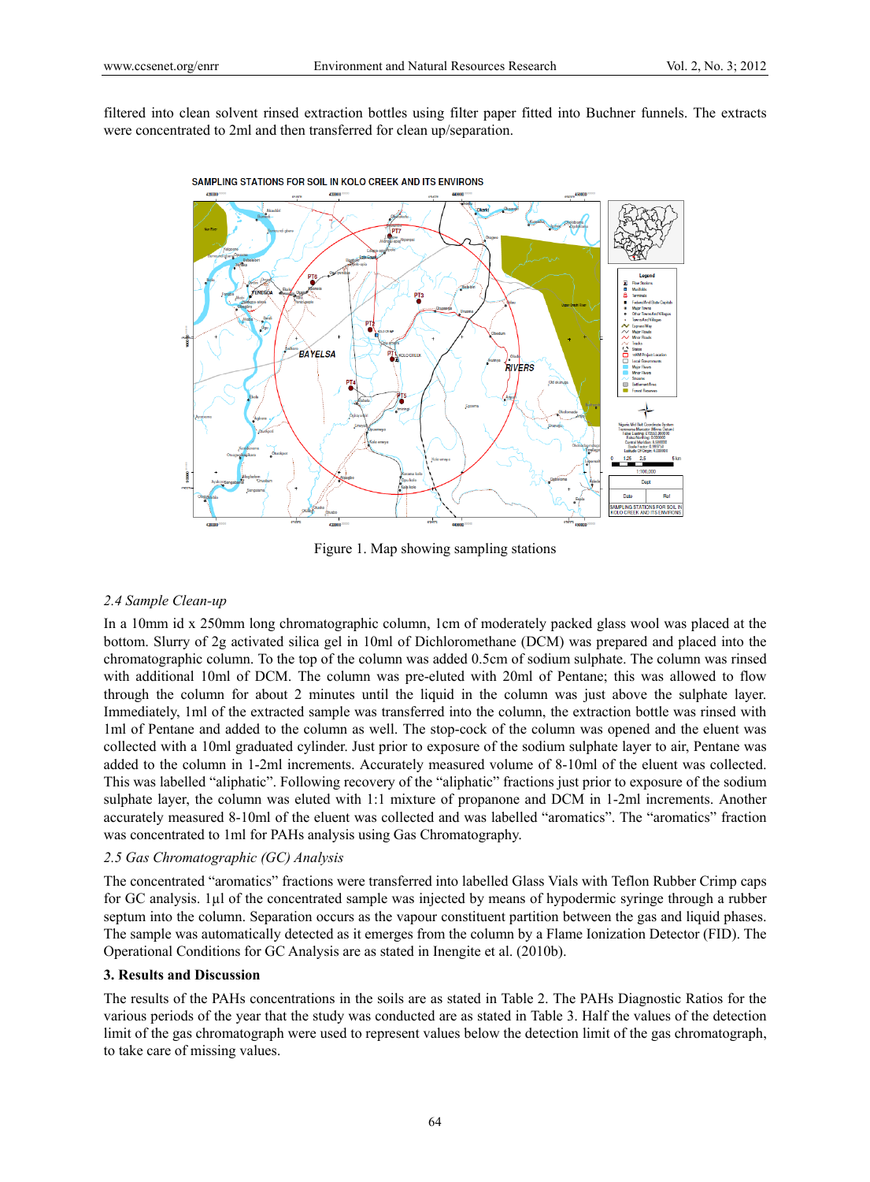filtered into clean solvent rinsed extraction bottles using filter paper fitted into Buchner funnels. The extracts were concentrated to 2ml and then transferred for clean up/separation.

Figure 1. Map showing sampling stations

### *2.4 Sample Clean-up*

In a 10mm id x 250mm long chromatographic column, 1cm of moderately packed glass wool was placed at the bottom. Slurry of 2g activated silica gel in 10ml of Dichloromethane (DCM) was prepared and placed into the chromatographic column. To the top of the column was added 0.5cm of sodium sulphate. The column was rinsed with additional 10ml of DCM. The column was pre-eluted with 20ml of Pentane; this was allowed to flow through the column for about 2 minutes until the liquid in the column was just above the sulphate layer. Immediately, 1ml of the extracted sample was transferred into the column, the extraction bottle was rinsed with 1ml of Pentane and added to the column as well. The stop-cock of the column was opened and the eluent was collected with a 10ml graduated cylinder. Just prior to exposure of the sodium sulphate layer to air, Pentane was added to the column in 1-2ml increments. Accurately measured volume of 8-10ml of the eluent was collected. This was labelled "aliphatic". Following recovery of the "aliphatic" fractions just prior to exposure of the sodium sulphate layer, the column was eluted with 1:1 mixture of propanone and DCM in 1-2ml increments. Another accurately measured 8-10ml of the eluent was collected and was labelled "aromatics". The "aromatics" fraction was concentrated to 1ml for PAHs analysis using Gas Chromatography.

### *2.5 Gas Chromatographic (GC) Analysis*

The concentrated "aromatics" fractions were transferred into labelled Glass Vials with Teflon Rubber Crimp caps for GC analysis. 1µl of the concentrated sample was injected by means of hypodermic syringe through a rubber septum into the column. Separation occurs as the vapour constituent partition between the gas and liquid phases. The sample was automatically detected as it emerges from the column by a Flame Ionization Detector (FID). The Operational Conditions for GC Analysis are as stated in Inengite et al. (2010b).

## 3. Results and Discussion

The results of the PAHs concentrations in the soils are as stated in Table 2. The PAHs Diagnostic Ratios for the various periods of the year that the study was conducted are as stated in Table 3. Half the values of the detection limit of the gas chromatograph were used to represent values below the detection limit of the gas chromatograph, to take care of missing values.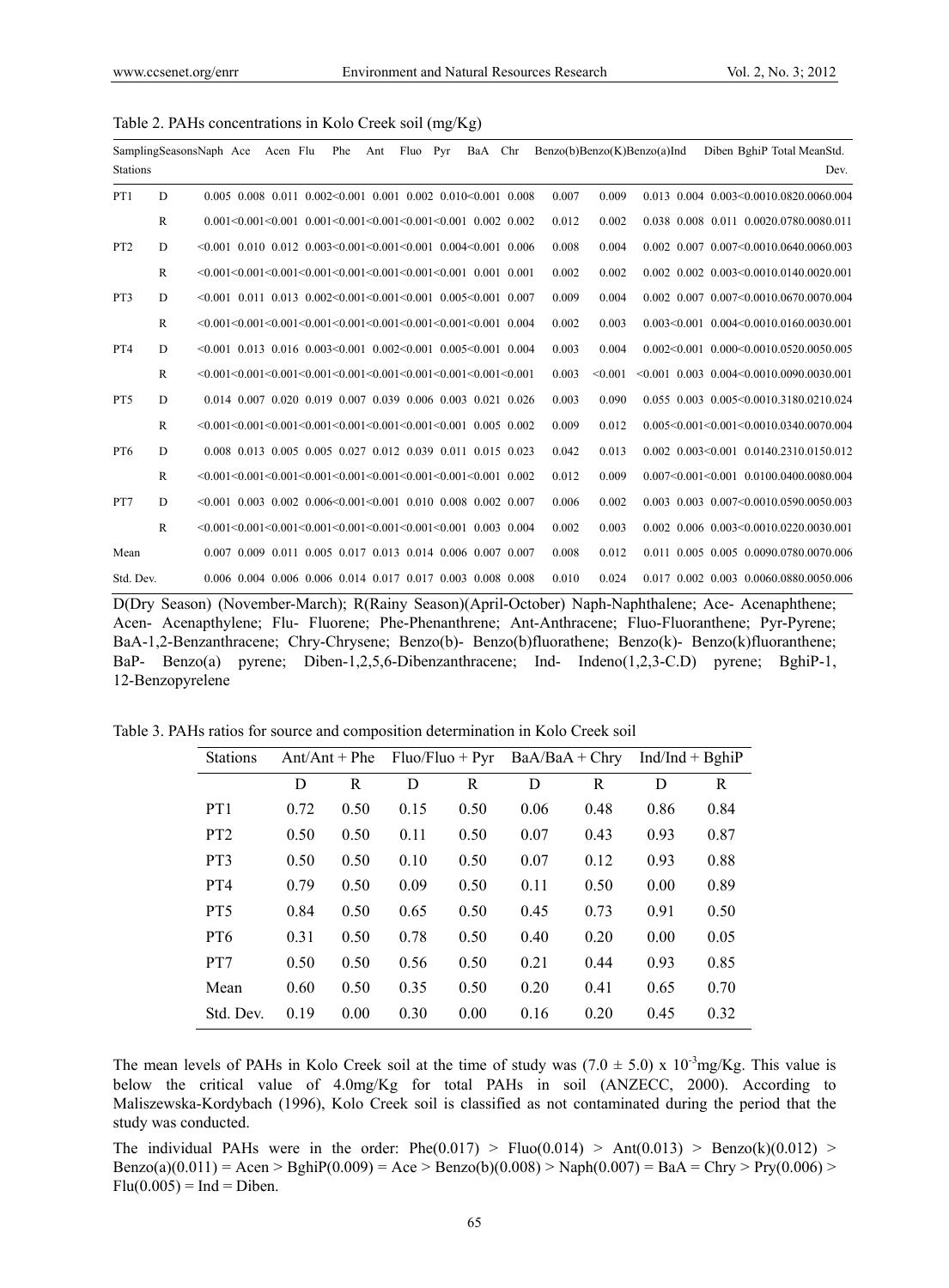Table 2. PAHs concentrations in Kolo Creek soil (mg/Kg)

| Sampling Stations | Seasons | Naph | Ace | Acen | Flu | Phe | Ant | Fluo | Pyr | BaA | Chr | Benzo(b) | Benzo(K) | Benzo(a) | Ind | Diben | BghiP | Total | Mean | Std. Dev. |
|---|---|---|---|---|---|---|---|---|---|---|---|---|---|---|---|---|---|---|---|---|
| PT1 | D | 0.005 | 0.008 | 0.011 | 0.002 | <0.001 | 0.001 | 0.002 | 0.010 | <0.001 | 0.008 | 0.007 | 0.009 | 0.013 | 0.004 | 0.003 | <0.001 | 0.082 | 0.006 | 0.004 |
| | R | 0.001 | <0.001 | <0.001 | 0.001 | <0.001 | <0.001 | <0.001 | <0.001 | 0.002 | 0.002 | 0.012 | 0.002 | 0.038 | 0.008 | 0.011 | 0.002 | 0.078 | 0.008 | 0.011 |
| PT2 | D | <0.001 | 0.010 | 0.012 | 0.003 | <0.001 | <0.001 | <0.001 | 0.004 | <0.001 | 0.006 | 0.008 | 0.004 | 0.002 | 0.007 | 0.007 | <0.001 | 0.064 | 0.006 | 0.003 |
| | R | <0.001 | <0.001 | <0.001 | <0.001 | <0.001 | <0.001 | <0.001 | <0.001 | 0.001 | 0.001 | 0.002 | 0.002 | 0.002 | 0.002 | 0.003 | <0.001 | 0.014 | 0.002 | 0.001 |
| PT3 | D | <0.001 | 0.011 | 0.013 | 0.002 | <0.001 | <0.001 | <0.001 | 0.005 | <0.001 | 0.007 | 0.009 | 0.004 | 0.002 | 0.007 | 0.007 | <0.001 | 0.067 | 0.007 | 0.004 |
| | R | <0.001 | <0.001 | <0.001 | <0.001 | <0.001 | <0.001 | <0.001 | <0.001 | <0.001 | 0.004 | 0.002 | 0.003 | 0.003 | <0.001 | 0.004 | <0.001 | 0.016 | 0.003 | 0.001 |
| PT4 | D | <0.001 | 0.013 | 0.016 | 0.003 | <0.001 | 0.002 | <0.001 | 0.005 | <0.001 | 0.004 | 0.003 | 0.004 | 0.002 | <0.001 | 0.000 | <0.001 | 0.052 | 0.005 | 0.005 |
| | R | <0.001 | <0.001 | <0.001 | <0.001 | <0.001 | <0.001 | <0.001 | <0.001 | <0.001 | <0.001 | 0.003 | <0.001 | <0.001 | 0.003 | 0.004 | <0.001 | 0.009 | 0.003 | 0.001 |
| PT5 | D | 0.014 | 0.007 | 0.020 | 0.019 | 0.007 | 0.039 | 0.006 | 0.003 | 0.021 | 0.026 | 0.003 | 0.090 | 0.055 | 0.003 | 0.005 | <0.001 | 0.318 | 0.021 | 0.024 |
| | R | <0.001 | <0.001 | <0.001 | <0.001 | <0.001 | <0.001 | <0.001 | <0.001 | 0.005 | 0.002 | 0.009 | 0.012 | 0.005 | <0.001 | <0.001 | <0.001 | 0.034 | 0.007 | 0.004 |
| PT6 | D | 0.008 | 0.013 | 0.005 | 0.005 | 0.027 | 0.012 | 0.039 | 0.011 | 0.015 | 0.023 | 0.042 | 0.013 | 0.002 | 0.003 | <0.001 | 0.014 | 0.231 | 0.015 | 0.012 |
| | R | <0.001 | <0.001 | <0.001 | <0.001 | <0.001 | <0.001 | <0.001 | <0.001 | <0.001 | 0.002 | 0.012 | 0.009 | 0.007 | <0.001 | <0.001 | 0.010 | 0.040 | 0.008 | 0.004 |
| PT7 | D | <0.001 | 0.003 | 0.002 | 0.006 | <0.001 | <0.001 | 0.010 | 0.008 | 0.002 | 0.007 | 0.006 | 0.002 | 0.003 | 0.003 | 0.007 | <0.001 | 0.059 | 0.005 | 0.003 |
| | R | <0.001 | <0.001 | <0.001 | <0.001 | <0.001 | <0.001 | <0.001 | <0.001 | 0.003 | 0.004 | 0.002 | 0.003 | 0.002 | 0.006 | 0.003 | <0.001 | 0.022 | 0.003 | 0.001 |
| Mean | | 0.007 | 0.009 | 0.011 | 0.005 | 0.017 | 0.013 | 0.014 | 0.006 | 0.007 | 0.007 | 0.008 | 0.012 | 0.011 | 0.005 | 0.005 | 0.009 | 0.078 | 0.007 | 0.006 |
| Std. Dev. | | 0.006 | 0.004 | 0.006 | 0.006 | 0.014 | 0.017 | 0.017 | 0.003 | 0.008 | 0.008 | 0.010 | 0.024 | 0.017 | 0.002 | 0.003 | 0.006 | 0.088 | 0.005 | 0.006 |

D(Dry Season) (November-March); R(Rainy Season)(April-October) Naph-Naphthalene; Ace- Acenaphthene; Acen- Acenapthylene; Flu- Fluorene; Phe-Phenanthrene; Ant-Anthracene; Fluo-Fluoranthene; Pyr-Pyrene; BaA-1,2-Benzanthracene; Chry-Chrysene; Benzo(b)- Benzo(b)fluorathene; Benzo(k)- Benzo(k)fluoranthene; BaP- Benzo(a) pyrene; Diben-1,2,5,6-Dibenzanthracene; Ind- Indeno(1,2,3-C.D) pyrene; BghiP-1, 12-Benzopyrelene

Table 3. PAHs ratios for source and composition determination in Kolo Creek soil

| Stations | Ant/Ant + Phe | | Fluo/Fluo + Pyr | | BaA/BaA + Chry | | Ind/Ind + BghiP | |
|---|---|---|---|---|---|---|---|---|
| | D | R | D | R | D | R | D | R |
| PT1 | 0.72 | 0.50 | 0.15 | 0.50 | 0.06 | 0.48 | 0.86 | 0.84 |
| PT2 | 0.50 | 0.50 | 0.11 | 0.50 | 0.07 | 0.43 | 0.93 | 0.87 |
| PT3 | 0.50 | 0.50 | 0.10 | 0.50 | 0.07 | 0.12 | 0.93 | 0.88 |
| PT4 | 0.79 | 0.50 | 0.09 | 0.50 | 0.11 | 0.50 | 0.00 | 0.89 |
| PT5 | 0.84 | 0.50 | 0.65 | 0.50 | 0.45 | 0.73 | 0.91 | 0.50 |
| PT6 | 0.31 | 0.50 | 0.78 | 0.50 | 0.40 | 0.20 | 0.00 | 0.05 |
| PT7 | 0.50 | 0.50 | 0.56 | 0.50 | 0.21 | 0.44 | 0.93 | 0.85 |
| Mean | 0.60 | 0.50 | 0.35 | 0.50 | 0.20 | 0.41 | 0.65 | 0.70 |
| Std. Dev. | 0.19 | 0.00 | 0.30 | 0.00 | 0.16 | 0.20 | 0.45 | 0.32 |

The mean levels of PAHs in Kolo Creek soil at the time of study was $(7.0 \pm 5.0) \times 10^{-3}$mg/Kg. This value is below the critical value of 4.0mg/Kg for total PAHs in soil (ANZECC, 2000). According to Maliszewska-Kordybach (1996), Kolo Creek soil is classified as not contaminated during the period that the study was conducted.

The individual PAHs were in the order: Phe(0.017) > Fluo(0.014) > Ant(0.013) > Benzo(k)(0.012) > Benzo(a)(0.011) = Acen > BghiP(0.009) = Ace > Benzo(b)(0.008) > Naph(0.007) = BaA = Chry > Pry(0.006) > Flu(0.005) = Ind = Diben.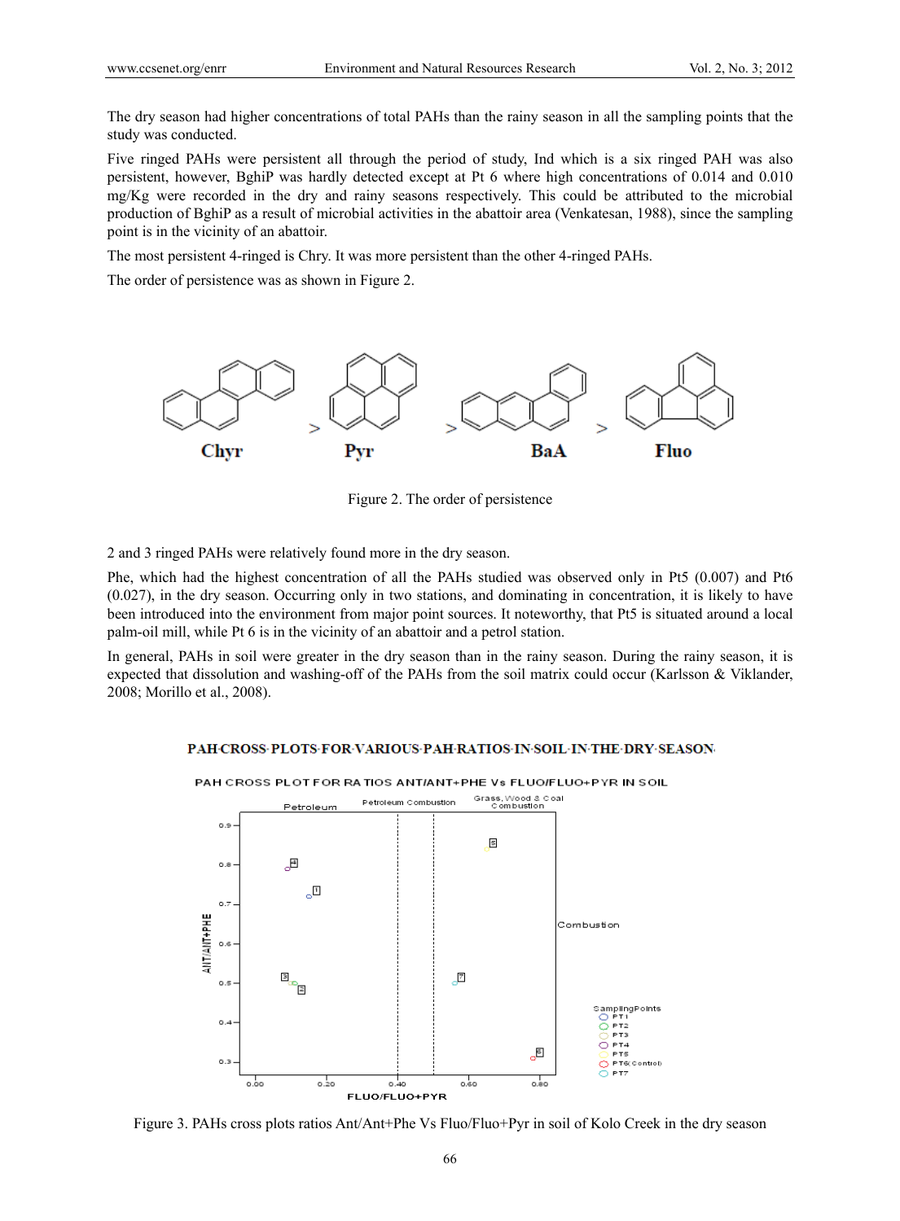The dry season had higher concentrations of total PAHs than the rainy season in all the sampling points that the study was conducted.

Five ringed PAHs were persistent all through the period of study, Ind which is a six ringed PAH was also persistent, however, BghiP was hardly detected except at Pt 6 where high concentrations of 0.014 and 0.010 mg/Kg were recorded in the dry and rainy seasons respectively. This could be attributed to the microbial production of BghiP as a result of microbial activities in the abattoir area (Venkatesan, 1988), since the sampling point is in the vicinity of an abattoir.

The most persistent 4-ringed is Chry. It was more persistent than the other 4-ringed PAHs.

The order of persistence was as shown in Figure 2.

Chyr > Pyr > BaA > Fluo

Figure 2. The order of persistence

2 and 3 ringed PAHs were relatively found more in the dry season.

Phe, which had the highest concentration of all the PAHs studied was observed only in Pt5 (0.007) and Pt6 (0.027), in the dry season. Occurring only in two stations, and dominating in concentration, it is likely to have been introduced into the environment from major point sources. It noteworthy, that Pt5 is situated around a local palm-oil mill, while Pt 6 is in the vicinity of an abattoir and a petrol station.

In general, PAHs in soil were greater in the dry season than in the rainy season. During the rainy season, it is expected that dissolution and washing-off of the PAHs from the soil matrix could occur (Karlsson & Viklander, 2008; Morillo et al., 2008).

PAH CROSS PLOTS FOR VARIOUS PAH RATIOS IN SOIL IN THE DRY SEASON

Figure 3. PAHs cross plots ratios Ant/Ant+Phe Vs Fluo/Fluo+Pyr in soil of Kolo Creek in the dry season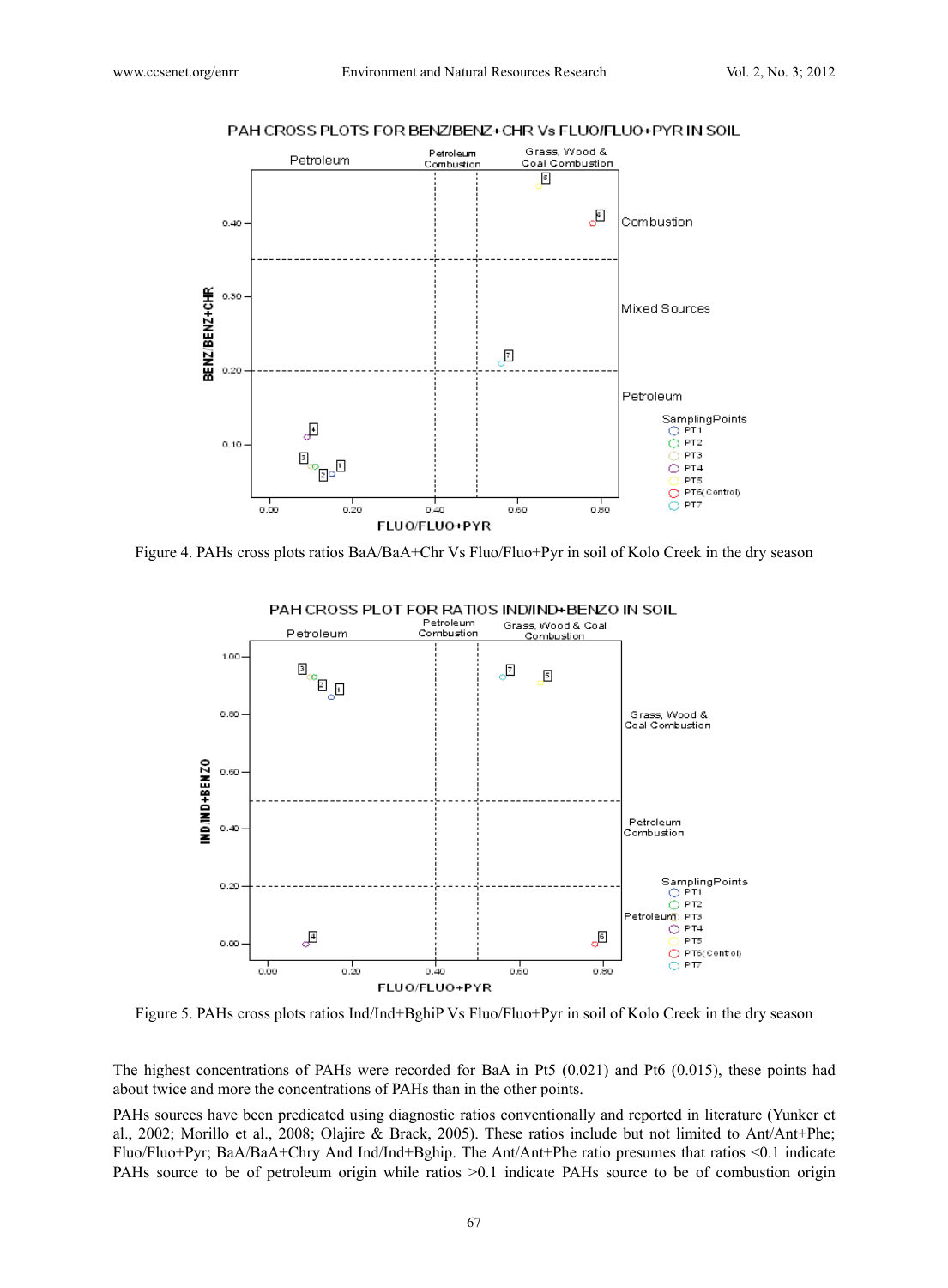Figure 4. PAHs cross plots ratios BaA/BaA+Chr Vs Fluo/Fluo+Pyr in soil of Kolo Creek in the dry season

Figure 5. PAHs cross plots ratios Ind/Ind+BghiP Vs Fluo/Fluo+Pyr in soil of Kolo Creek in the dry season

The highest concentrations of PAHs were recorded for BaA in Pt5 (0.021) and Pt6 (0.015), these points had about twice and more the concentrations of PAHs than in the other points.

PAHs sources have been predicated using diagnostic ratios conventionally and reported in literature (Yunker et al., 2002; Morillo et al., 2008; Olajire & Brack, 2005). These ratios include but not limited to Ant/Ant+Phe; Fluo/Fluo+Pyr; BaA/BaA+Chry And Ind/Ind+Bghip. The Ant/Ant+Phe ratio presumes that ratios <0.1 indicate PAHs source to be of petroleum origin while ratios >0.1 indicate PAHs source to be of combustion origin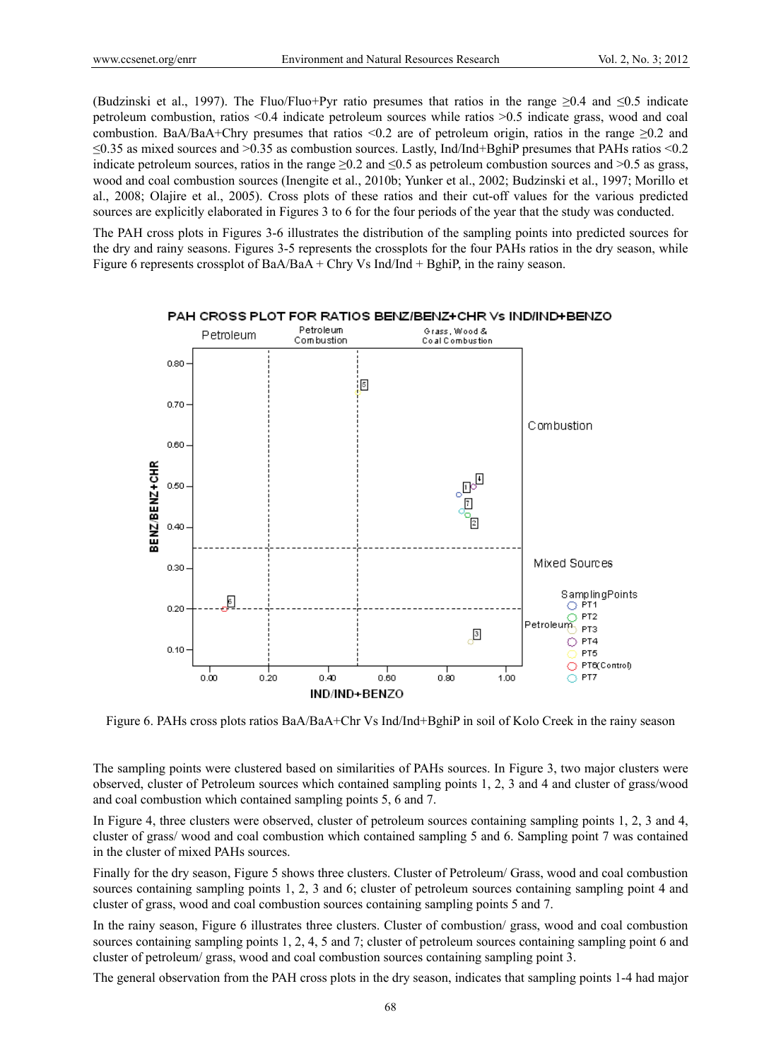(Budzinski et al., 1997). The Fluo/Fluo+Pyr ratio presumes that ratios in the range ≥0.4 and ≤0.5 indicate petroleum combustion, ratios <0.4 indicate petroleum sources while ratios >0.5 indicate grass, wood and coal combustion. BaA/BaA+Chry presumes that ratios <0.2 are of petroleum origin, ratios in the range ≥0.2 and ≤0.35 as mixed sources and >0.35 as combustion sources. Lastly, Ind/Ind+BghiP presumes that PAHs ratios <0.2 indicate petroleum sources, ratios in the range ≥0.2 and ≤0.5 as petroleum combustion sources and >0.5 as grass, wood and coal combustion sources (Inengite et al., 2010b; Yunker et al., 2002; Budzinski et al., 1997; Morillo et al., 2008; Olajire et al., 2005). Cross plots of these ratios and their cut-off values for the various predicted sources are explicitly elaborated in Figures 3 to 6 for the four periods of the year that the study was conducted.

The PAH cross plots in Figures 3-6 illustrates the distribution of the sampling points into predicted sources for the dry and rainy seasons. Figures 3-5 represents the crossplots for the four PAHs ratios in the dry season, while Figure 6 represents crossplot of BaA/BaA + Chry Vs Ind/Ind + BghiP, in the rainy season.

Figure 6. PAHs cross plots ratios BaA/BaA+Chr Vs Ind/Ind+BghiP in soil of Kolo Creek in the rainy season

The sampling points were clustered based on similarities of PAHs sources. In Figure 3, two major clusters were observed, cluster of Petroleum sources which contained sampling points 1, 2, 3 and 4 and cluster of grass/wood and coal combustion which contained sampling points 5, 6 and 7.

In Figure 4, three clusters were observed, cluster of petroleum sources containing sampling points 1, 2, 3 and 4, cluster of grass/ wood and coal combustion which contained sampling 5 and 6. Sampling point 7 was contained in the cluster of mixed PAHs sources.

Finally for the dry season, Figure 5 shows three clusters. Cluster of Petroleum/ Grass, wood and coal combustion sources containing sampling points 1, 2, 3 and 6; cluster of petroleum sources containing sampling point 4 and cluster of grass, wood and coal combustion sources containing sampling points 5 and 7.

In the rainy season, Figure 6 illustrates three clusters. Cluster of combustion/ grass, wood and coal combustion sources containing sampling points 1, 2, 4, 5 and 7; cluster of petroleum sources containing sampling point 6 and cluster of petroleum/ grass, wood and coal combustion sources containing sampling point 3.

The general observation from the PAH cross plots in the dry season, indicates that sampling points 1-4 had major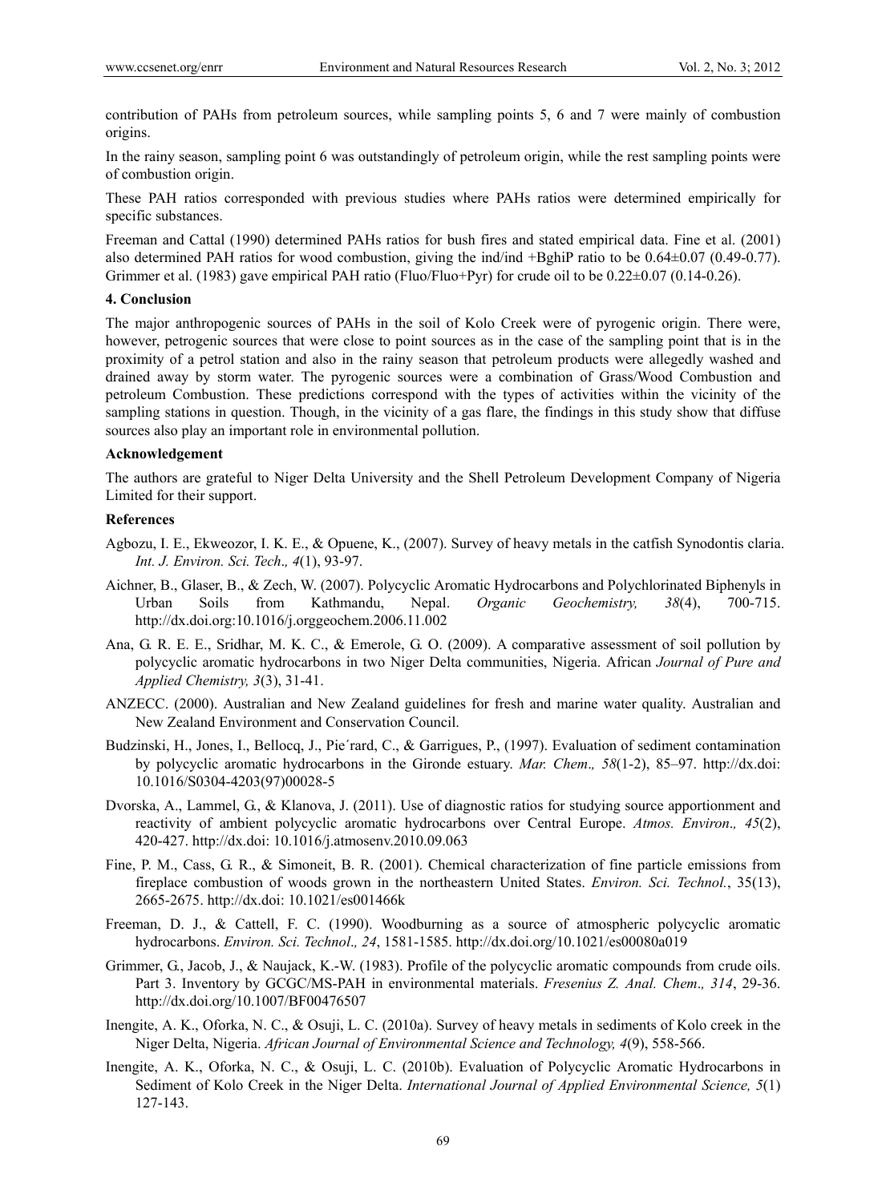contribution of PAHs from petroleum sources, while sampling points 5, 6 and 7 were mainly of combustion origins.

In the rainy season, sampling point 6 was outstandingly of petroleum origin, while the rest sampling points were of combustion origin.

These PAH ratios corresponded with previous studies where PAHs ratios were determined empirically for specific substances.

Freeman and Cattal (1990) determined PAHs ratios for bush fires and stated empirical data. Fine et al. (2001) also determined PAH ratios for wood combustion, giving the ind/ind +BghiP ratio to be 0.64±0.07 (0.49-0.77). Grimmer et al. (1983) gave empirical PAH ratio (Fluo/Fluo+Pyr) for crude oil to be 0.22±0.07 (0.14-0.26).

## 4. Conclusion

The major anthropogenic sources of PAHs in the soil of Kolo Creek were of pyrogenic origin. There were, however, petrogenic sources that were close to point sources as in the case of the sampling point that is in the proximity of a petrol station and also in the rainy season that petroleum products were allegedly washed and drained away by storm water. The pyrogenic sources were a combination of Grass/Wood Combustion and petroleum Combustion. These predictions correspond with the types of activities within the vicinity of the sampling stations in question. Though, in the vicinity of a gas flare, the findings in this study show that diffuse sources also play an important role in environmental pollution.

## Acknowledgement

The authors are grateful to Niger Delta University and the Shell Petroleum Development Company of Nigeria Limited for their support.

## References

Agbozu, I. E., Ekweozor, I. K. E., & Opuene, K., (2007). Survey of heavy metals in the catfish Synodontis claria. *Int. J. Environ. Sci. Tech., 4*(1), 93-97.

Aichner, B., Glaser, B., & Zech, W. (2007). Polycyclic Aromatic Hydrocarbons and Polychlorinated Biphenyls in Urban Soils from Kathmandu, Nepal. *Organic Geochemistry, 38*(4), 700-715. http://dx.doi.org:10.1016/j.orggeochem.2006.11.002

Ana, G. R. E. E., Sridhar, M. K. C., & Emerole, G. O. (2009). A comparative assessment of soil pollution by polycyclic aromatic hydrocarbons in two Niger Delta communities, Nigeria. African *Journal of Pure and Applied Chemistry, 3*(3), 31-41.

ANZECC. (2000). Australian and New Zealand guidelines for fresh and marine water quality. Australian and New Zealand Environment and Conservation Council.

Budzinski, H., Jones, I., Bellocq, J., Pie´rard, C., & Garrigues, P., (1997). Evaluation of sediment contamination by polycyclic aromatic hydrocarbons in the Gironde estuary. *Mar. Chem., 58*(1-2), 85–97. http://dx.doi: 10.1016/S0304-4203(97)00028-5

Dvorska, A., Lammel, G., & Klanova, J. (2011). Use of diagnostic ratios for studying source apportionment and reactivity of ambient polycyclic aromatic hydrocarbons over Central Europe. *Atmos. Environ., 45*(2), 420-427. http://dx.doi: 10.1016/j.atmosenv.2010.09.063

Fine, P. M., Cass, G. R., & Simoneit, B. R. (2001). Chemical characterization of fine particle emissions from fireplace combustion of woods grown in the northeastern United States. *Environ. Sci. Technol.*, 35(13), 2665-2675. http://dx.doi: 10.1021/es001466k

Freeman, D. J., & Cattell, F. C. (1990). Woodburning as a source of atmospheric polycyclic aromatic hydrocarbons. *Environ. Sci. Technol., 24*, 1581-1585. http://dx.doi.org/10.1021/es00080a019

Grimmer, G., Jacob, J., & Naujack, K.-W. (1983). Profile of the polycyclic aromatic compounds from crude oils. Part 3. Inventory by GCGC/MS-PAH in environmental materials. *Fresenius Z. Anal. Chem., 314*, 29-36. http://dx.doi.org/10.1007/BF00476507

Inengite, A. K., Oforka, N. C., & Osuji, L. C. (2010a). Survey of heavy metals in sediments of Kolo creek in the Niger Delta, Nigeria. *African Journal of Environmental Science and Technology, 4*(9), 558-566.

Inengite, A. K., Oforka, N. C., & Osuji, L. C. (2010b). Evaluation of Polycyclic Aromatic Hydrocarbons in Sediment of Kolo Creek in the Niger Delta. *International Journal of Applied Environmental Science, 5*(1) 127-143.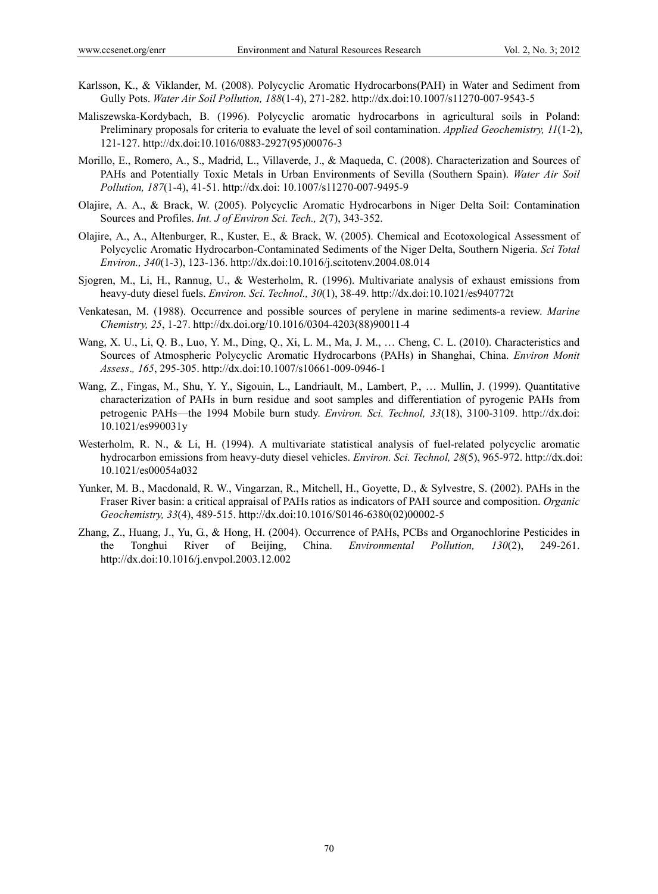Karlsson, K., & Viklander, M. (2008). Polycyclic Aromatic Hydrocarbons(PAH) in Water and Sediment from Gully Pots. *Water Air Soil Pollution, 188*(1-4), 271-282. http://dx.doi:10.1007/s11270-007-9543-5

Maliszewska-Kordybach, B. (1996). Polycyclic aromatic hydrocarbons in agricultural soils in Poland: Preliminary proposals for criteria to evaluate the level of soil contamination. *Applied Geochemistry, 11*(1-2), 121-127. http://dx.doi:10.1016/0883-2927(95)00076-3

Morillo, E., Romero, A., S., Madrid, L., Villaverde, J., & Maqueda, C. (2008). Characterization and Sources of PAHs and Potentially Toxic Metals in Urban Environments of Sevilla (Southern Spain). *Water Air Soil Pollution, 187*(1-4), 41-51. http://dx.doi: 10.1007/s11270-007-9495-9

Olajire, A. A., & Brack, W. (2005). Polycyclic Aromatic Hydrocarbons in Niger Delta Soil: Contamination Sources and Profiles. *Int. J of Environ Sci. Tech., 2*(7), 343-352.

Olajire, A., A., Altenburger, R., Kuster, E., & Brack, W. (2005). Chemical and Ecotoxological Assessment of Polycyclic Aromatic Hydrocarbon-Contaminated Sediments of the Niger Delta, Southern Nigeria. *Sci Total Environ., 340*(1-3), 123-136. http://dx.doi:10.1016/j.scitotenv.2004.08.014

Sjogren, M., Li, H., Rannug, U., & Westerholm, R. (1996). Multivariate analysis of exhaust emissions from heavy-duty diesel fuels. *Environ. Sci. Technol., 30*(1), 38-49. http://dx.doi:10.1021/es940772t

Venkatesan, M. (1988). Occurrence and possible sources of perylene in marine sediments-a review. *Marine Chemistry, 25*, 1-27. http://dx.doi.org/10.1016/0304-4203(88)90011-4

Wang, X. U., Li, Q. B., Luo, Y. M., Ding, Q., Xi, L. M., Ma, J. M., … Cheng, C. L. (2010). Characteristics and Sources of Atmospheric Polycyclic Aromatic Hydrocarbons (PAHs) in Shanghai, China. *Environ Monit Assess*.*, 165*, 295-305. http://dx.doi:10.1007/s10661-009-0946-1

Wang, Z., Fingas, M., Shu, Y. Y., Sigouin, L., Landriault, M., Lambert, P., … Mullin, J. (1999). Quantitative characterization of PAHs in burn residue and soot samples and differentiation of pyrogenic PAHs from petrogenic PAHs—the 1994 Mobile burn study. *Environ. Sci. Technol, 33*(18), 3100-3109. http://dx.doi: 10.1021/es990031y

Westerholm, R. N., & Li, H. (1994). A multivariate statistical analysis of fuel-related polycyclic aromatic hydrocarbon emissions from heavy-duty diesel vehicles. *Environ. Sci. Technol, 28*(5), 965-972. http://dx.doi: 10.1021/es00054a032

Yunker, M. B., Macdonald, R. W., Vingarzan, R., Mitchell, H., Goyette, D., & Sylvestre, S. (2002). PAHs in the Fraser River basin: a critical appraisal of PAHs ratios as indicators of PAH source and composition. *Organic Geochemistry, 33*(4), 489-515. http://dx.doi:10.1016/S0146-6380(02)00002-5

Zhang, Z., Huang, J., Yu, G., & Hong, H. (2004). Occurrence of PAHs, PCBs and Organochlorine Pesticides in the Tonghui River of Beijing, China. *Environmental Pollution, 130*(2), 249-261. http://dx.doi:10.1016/j.envpol.2003.12.002